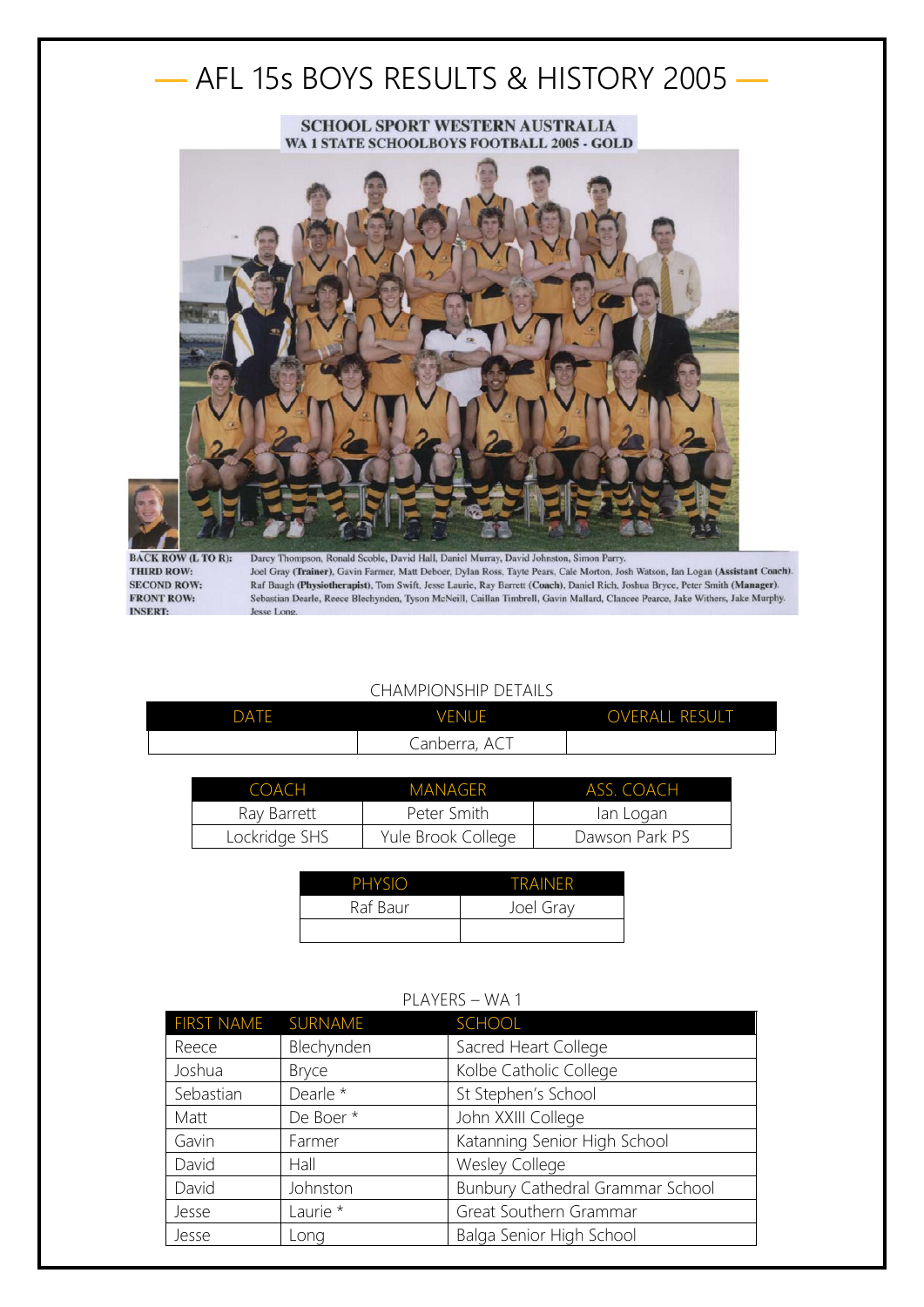# AFL 15s BOYS RESULTS & HISTORY 2005

SCHOOL SPORT WESTERN AUSTRALIA
WA 1 STATE SCHOOLBOYS FOOTBALL 2005 - GOLD

**BACK ROW (L TO R):** Darcy Thompson, Ronald Scoble, David Hall, Daniel Murray, David Johnston, Simon Parry.
**THIRD ROW:** Joel Gray **(Trainer)**, Gavin Farmer, Matt Deboer, Dylan Ross, Tayte Pears, Cale Morton, Josh Watson, Ian Logan **(Assistant Coach)**.
**SECOND ROW:** Raf Baugh **(Physiotherapist)**, Tom Swift, Jesse Laurie, Ray Barrett **(Coach)**, Daniel Rich, Joshua Bryce, Peter Smith **(Manager)**.
**FRONT ROW:** Sebastian Dearle, Reece Blechynden, Tyson McNeill, Caillan Timbrell, Gavin Mallard, Clancee Pearce, Jake Withers, Jake Murphy.
**INSERT:** Jesse Long.

CHAMPIONSHIP DETAILS

| DATE | VENUE | OVERALL RESULT |
|---|---|---|
| | Canberra, ACT | |

| COACH | MANAGER | ASS. COACH |
|---|---|---|
| Ray Barrett | Peter Smith | Ian Logan |
| Lockridge SHS | Yule Brook College | Dawson Park PS |

| PHYSIO | TRAINER |
|---|---|
| Raf Baur | Joel Gray |
| | |

PLAYERS – WA 1

| FIRST NAME | SURNAME | SCHOOL |
|---|---|---|
| Reece | Blechynden | Sacred Heart College |
| Joshua | Bryce | Kolbe Catholic College |
| Sebastian | Dearle * | St Stephen's School |
| Matt | De Boer * | John XXIII College |
| Gavin | Farmer | Katanning Senior High School |
| David | Hall | Wesley College |
| David | Johnston | Bunbury Cathedral Grammar School |
| Jesse | Laurie * | Great Southern Grammar |
| Jesse | Long | Balga Senior High School |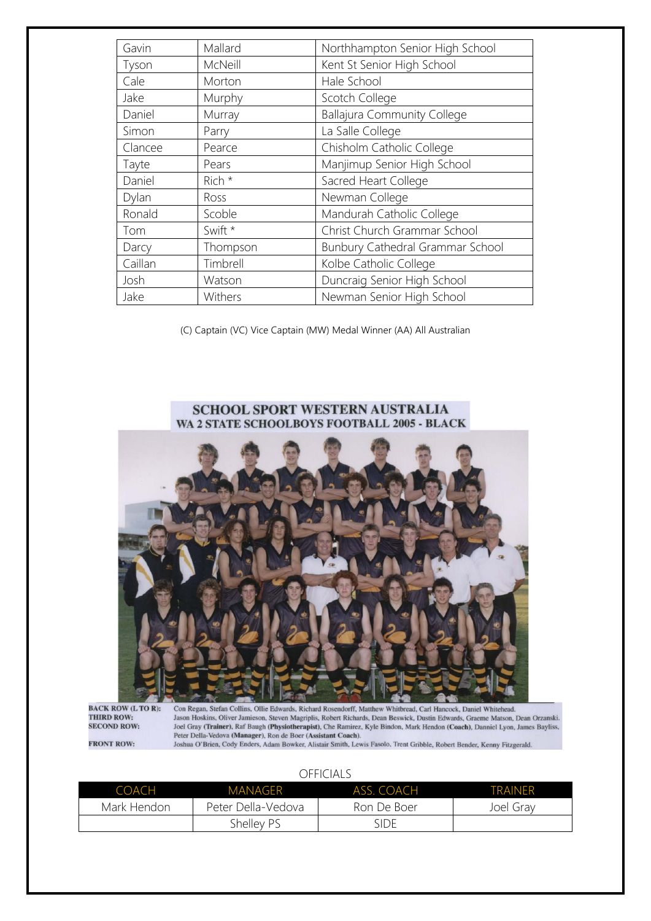| | | |
|---|---|---|
| Gavin | Mallard | Northhampton Senior High School |
| Tyson | McNeill | Kent St Senior High School |
| Cale | Morton | Hale School |
| Jake | Murphy | Scotch College |
| Daniel | Murray | Ballajura Community College |
| Simon | Parry | La Salle College |
| Clancee | Pearce | Chisholm Catholic College |
| Tayte | Pears | Manjimup Senior High School |
| Daniel | Rich * | Sacred Heart College |
| Dylan | Ross | Newman College |
| Ronald | Scoble | Mandurah Catholic College |
| Tom | Swift * | Christ Church Grammar School |
| Darcy | Thompson | Bunbury Cathedral Grammar School |
| Caillan | Timbrell | Kolbe Catholic College |
| Josh | Watson | Duncraig Senior High School |
| Jake | Withers | Newman Senior High School |

(C) Captain (VC) Vice Captain (MW) Medal Winner (AA) All Australian

**SCHOOL SPORT WESTERN AUSTRALIA**
**WA 2 STATE SCHOOLBOYS FOOTBALL 2005 - BLACK**

**BACK ROW (L TO R):** Con Regan, Stefan Collins, Ollie Edwards, Richard Rosendorff, Matthew Whitbread, Carl Hancock, Daniel Whitehead.
**THIRD ROW:** Jason Hoskins, Oliver Jamieson, Steven Magriplis, Robert Richards, Dean Beswick, Dustin Edwards, Graeme Matson, Dean Orzanski.
**SECOND ROW:** Joel Gray **(Trainer)**, Raf Baugh **(Physiotherapist)**, Che Ramirez, Kyle Bindon, Mark Hendon **(Coach)**, Danniel Lyon, James Bayliss, Peter Della-Vedova **(Manager)**, Ron de Boer **(Assistant Coach)**.
**FRONT ROW:** Joshua O'Brien, Cody Enders, Adam Bowker, Alistair Smith, Lewis Fasolo, Trent Gribble, Robert Bender, Kenny Fitzgerald.

OFFICIALS

| COACH | MANAGER | ASS. COACH | TRAINER |
|---|---|---|---|
| Mark Hendon | Peter Della-Vedova | Ron De Boer | Joel Gray |
| | Shelley PS | SIDE | |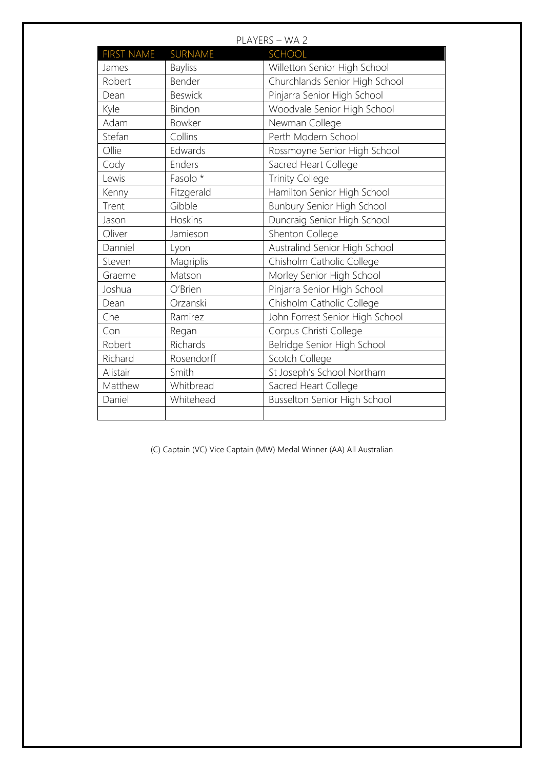PLAYERS – WA 2

| FIRST NAME | SURNAME | SCHOOL |
|---|---|---|
| James | Bayliss | Willetton Senior High School |
| Robert | Bender | Churchlands Senior High School |
| Dean | Beswick | Pinjarra Senior High School |
| Kyle | Bindon | Woodvale Senior High School |
| Adam | Bowker | Newman College |
| Stefan | Collins | Perth Modern School |
| Ollie | Edwards | Rossmoyne Senior High School |
| Cody | Enders | Sacred Heart College |
| Lewis | Fasolo * | Trinity College |
| Kenny | Fitzgerald | Hamilton Senior High School |
| Trent | Gibble | Bunbury Senior High School |
| Jason | Hoskins | Duncraig Senior High School |
| Oliver | Jamieson | Shenton College |
| Danniel | Lyon | Australind Senior High School |
| Steven | Magriplis | Chisholm Catholic College |
| Graeme | Matson | Morley Senior High School |
| Joshua | O'Brien | Pinjarra Senior High School |
| Dean | Orzanski | Chisholm Catholic College |
| Che | Ramirez | John Forrest Senior High School |
| Con | Regan | Corpus Christi College |
| Robert | Richards | Belridge Senior High School |
| Richard | Rosendorff | Scotch College |
| Alistair | Smith | St Joseph's School Northam |
| Matthew | Whitbread | Sacred Heart College |
| Daniel | Whitehead | Busselton Senior High School |
| | | |

(C) Captain (VC) Vice Captain (MW) Medal Winner (AA) All Australian